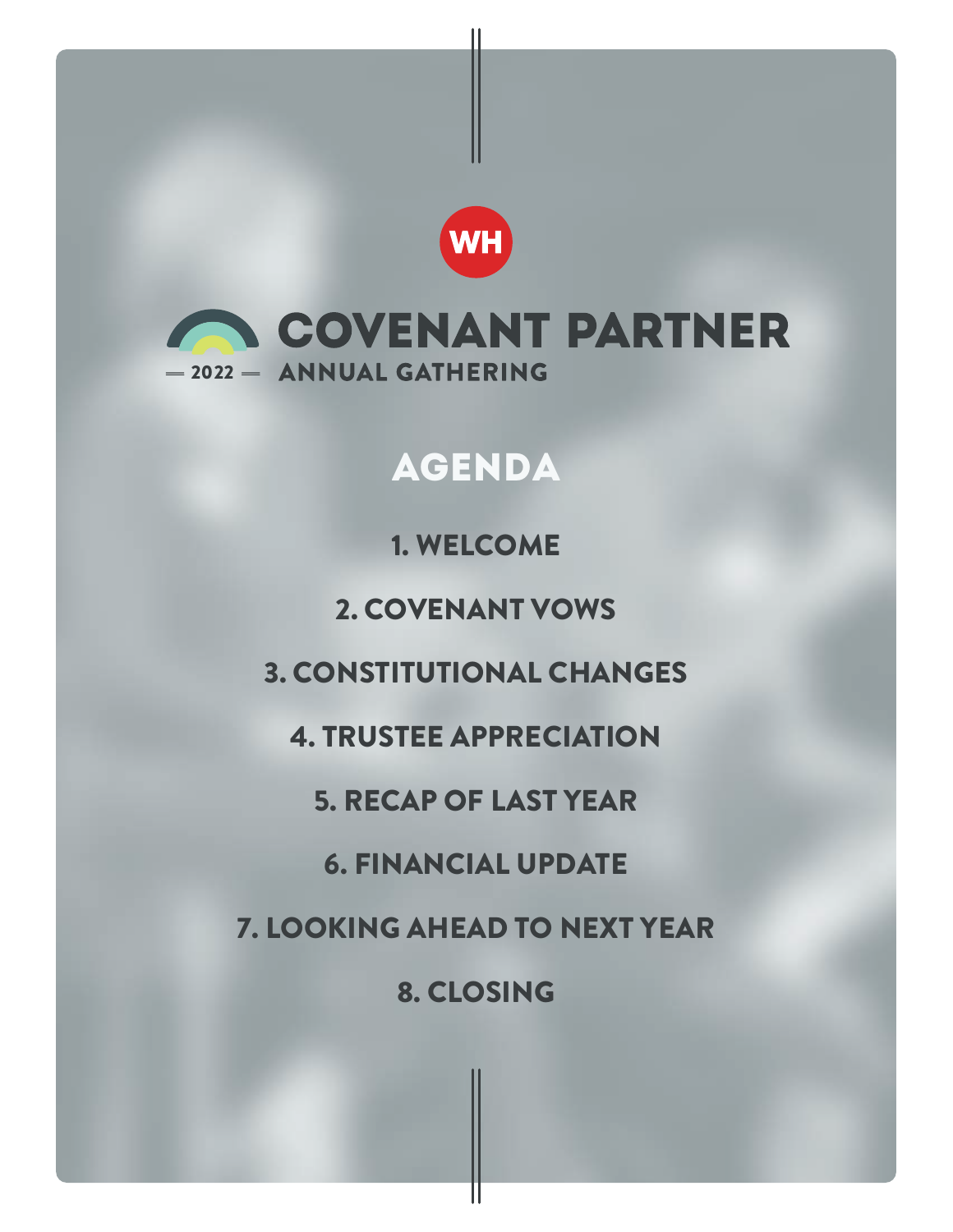WH

# COVENANT PARTNER

— 2022 — ANNUAL GATHERING

## AGENDA

1. WELCOME
2. COVENANT VOWS
3. CONSTITUTIONAL CHANGES
4. TRUSTEE APPRECIATION
5. RECAP OF LAST YEAR
6. FINANCIAL UPDATE
7. LOOKING AHEAD TO NEXT YEAR
8. CLOSING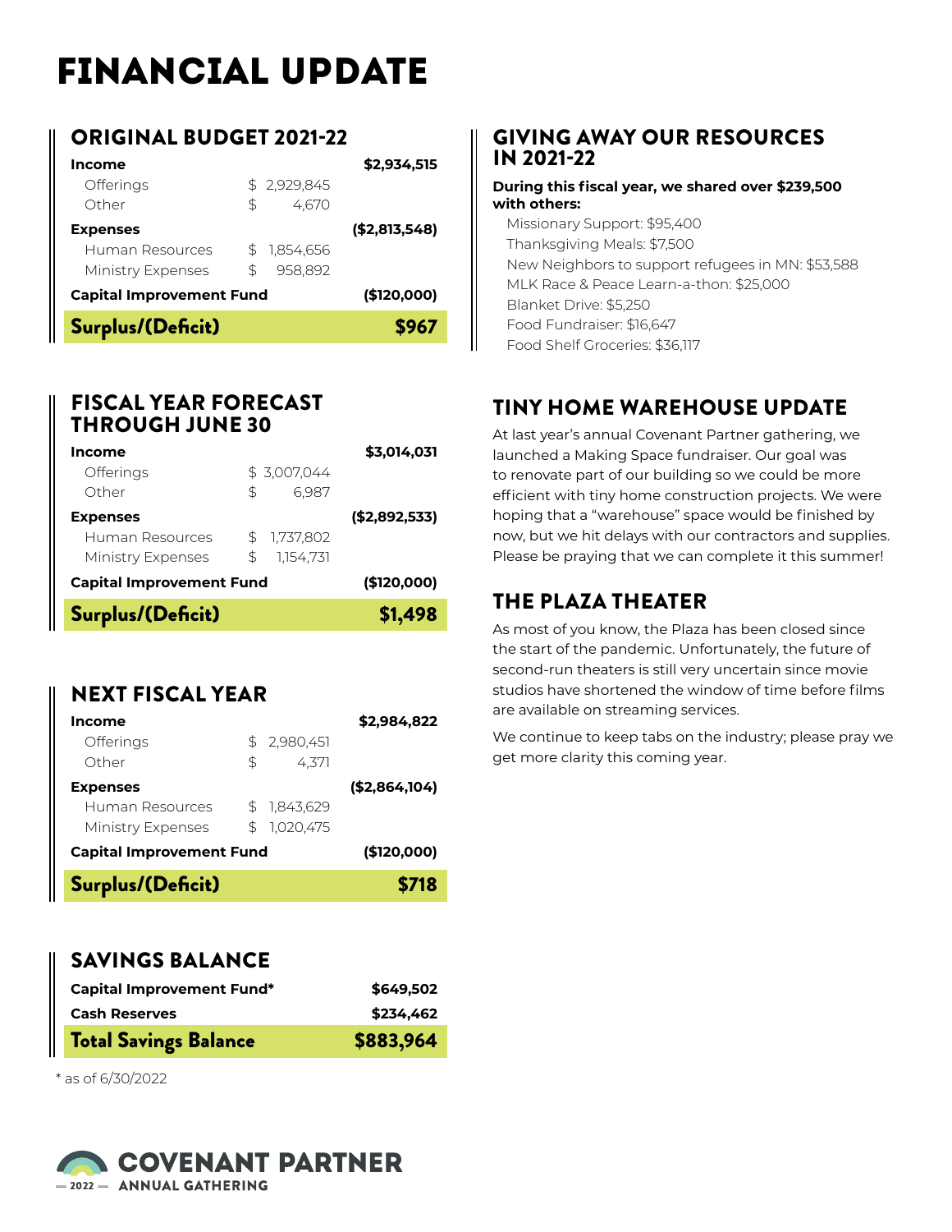# FINANCIAL UPDATE

## ORIGINAL BUDGET 2021-22

| | | |
|---|---|---|
| **Income** | | **$2,934,515** |
| Offerings | $ 2,929,845 | |
| Other | $ 4,670 | |
| **Expenses** | | **($2,813,548)** |
| Human Resources | $ 1,854,656 | |
| Ministry Expenses | $ 958,892 | |
| **Capital Improvement Fund** | | **($120,000)** |
| **Surplus/(Deficit)** | | **$967** |

## FISCAL YEAR FORECAST THROUGH JUNE 30

| | | |
|---|---|---|
| **Income** | | **$3,014,031** |
| Offerings | $ 3,007,044 | |
| Other | $ 6,987 | |
| **Expenses** | | **($2,892,533)** |
| Human Resources | $ 1,737,802 | |
| Ministry Expenses | $ 1,154,731 | |
| **Capital Improvement Fund** | | **($120,000)** |
| **Surplus/(Deficit)** | | **$1,498** |

## NEXT FISCAL YEAR

| | | |
|---|---|---|
| **Income** | | **$2,984,822** |
| Offerings | $ 2,980,451 | |
| Other | $ 4,371 | |
| **Expenses** | | **($2,864,104)** |
| Human Resources | $ 1,843,629 | |
| Ministry Expenses | $ 1,020,475 | |
| **Capital Improvement Fund** | | **($120,000)** |
| **Surplus/(Deficit)** | | **$718** |

## SAVINGS BALANCE

| | |
|---|---|
| **Capital Improvement Fund*** | **$649,502** |
| **Cash Reserves** | **$234,462** |
| **Total Savings Balance** | **$883,964** |

* as of 6/30/2022

## GIVING AWAY OUR RESOURCES IN 2021-22

**During this fiscal year, we shared over $239,500 with others:**

- Missionary Support: $95,400
- Thanksgiving Meals: $7,500
- New Neighbors to support refugees in MN: $53,588
- MLK Race & Peace Learn-a-thon: $25,000
- Blanket Drive: $5,250
- Food Fundraiser: $16,647
- Food Shelf Groceries: $36,117

## TINY HOME WAREHOUSE UPDATE

At last year's annual Covenant Partner gathering, we launched a Making Space fundraiser. Our goal was to renovate part of our building so we could be more efficient with tiny home construction projects. We were hoping that a "warehouse" space would be finished by now, but we hit delays with our contractors and supplies. Please be praying that we can complete it this summer!

## THE PLAZA THEATER

As most of you know, the Plaza has been closed since the start of the pandemic. Unfortunately, the future of second-run theaters is still very uncertain since movie studios have shortened the window of time before films are available on streaming services.

We continue to keep tabs on the industry; please pray we get more clarity this coming year.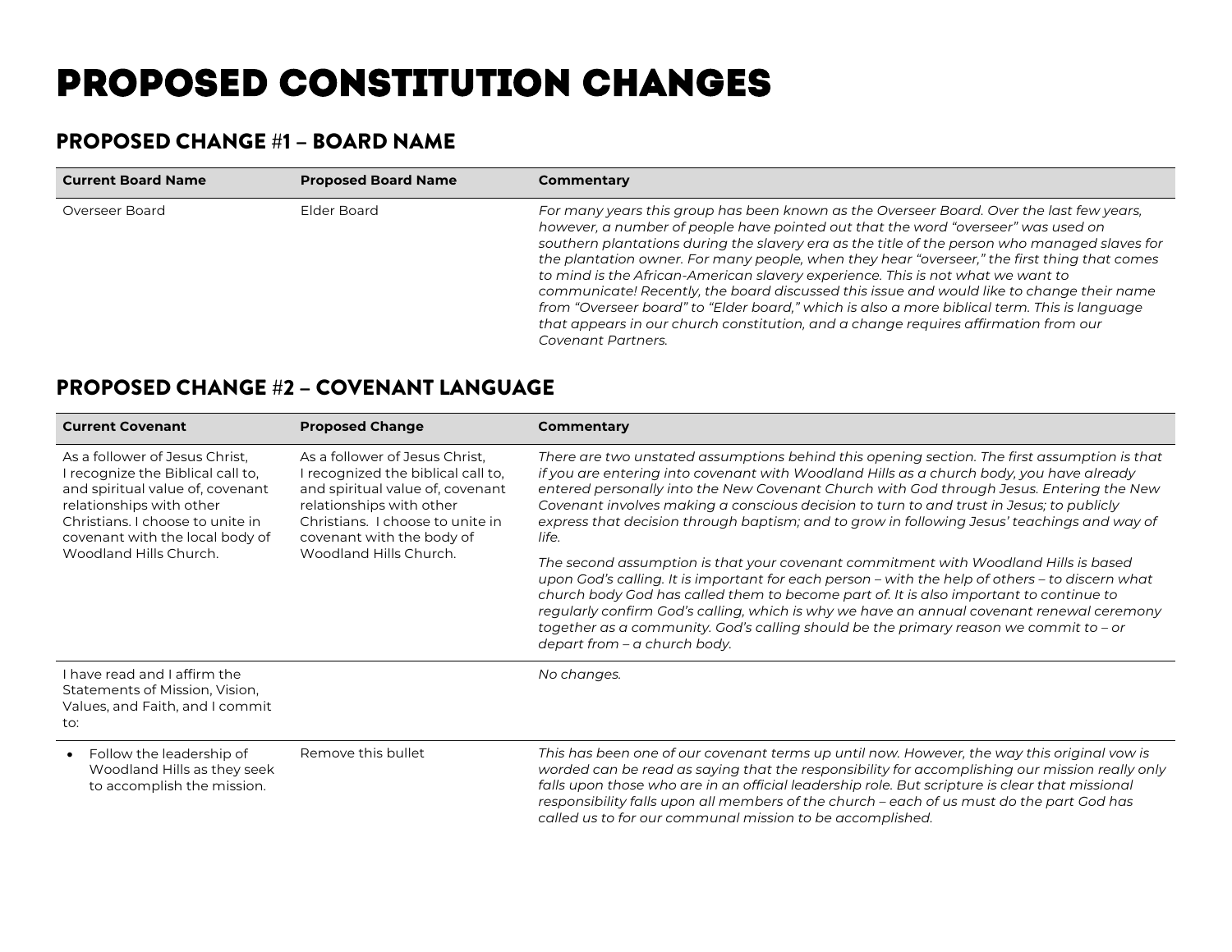# PROPOSED CONSTITUTION CHANGES

## PROPOSED CHANGE #1 – BOARD NAME

| Current Board Name | Proposed Board Name | Commentary |
|---|---|---|
| Overseer Board | Elder Board | *For many years this group has been known as the Overseer Board. Over the last few years, however, a number of people have pointed out that the word "overseer" was used on southern plantations during the slavery era as the title of the person who managed slaves for the plantation owner. For many people, when they hear "overseer," the first thing that comes to mind is the African-American slavery experience. This is not what we want to communicate! Recently, the board discussed this issue and would like to change their name from "Overseer board" to "Elder board," which is also a more biblical term. This is language that appears in our church constitution, and a change requires affirmation from our Covenant Partners.* |

## PROPOSED CHANGE #2 – COVENANT LANGUAGE

| Current Covenant | Proposed Change | Commentary |
|---|---|---|
| As a follower of Jesus Christ, I recognize the Biblical call to, and spiritual value of, covenant relationships with other Christians. I choose to unite in covenant with the local body of Woodland Hills Church. | As a follower of Jesus Christ, I recognized the biblical call to, and spiritual value of, covenant relationships with other Christians. I choose to unite in covenant with the body of Woodland Hills Church. | *There are two unstated assumptions behind this opening section. The first assumption is that if you are entering into covenant with Woodland Hills as a church body, you have already entered personally into the New Covenant Church with God through Jesus. Entering the New Covenant involves making a conscious decision to turn to and trust in Jesus; to publicly express that decision through baptism; and to grow in following Jesus' teachings and way of life.*<br><br>*The second assumption is that your covenant commitment with Woodland Hills is based upon God's calling. It is important for each person – with the help of others – to discern what church body God has called them to become part of. It is also important to continue to regularly confirm God's calling, which is why we have an annual covenant renewal ceremony together as a community. God's calling should be the primary reason we commit to – or depart from – a church body.* |
| I have read and I affirm the Statements of Mission, Vision, Values, and Faith, and I commit to: | | *No changes.* |
| • Follow the leadership of Woodland Hills as they seek to accomplish the mission. | Remove this bullet | *This has been one of our covenant terms up until now. However, the way this original vow is worded can be read as saying that the responsibility for accomplishing our mission really only falls upon those who are in an official leadership role. But scripture is clear that missional responsibility falls upon all members of the church – each of us must do the part God has called us to for our communal mission to be accomplished.* |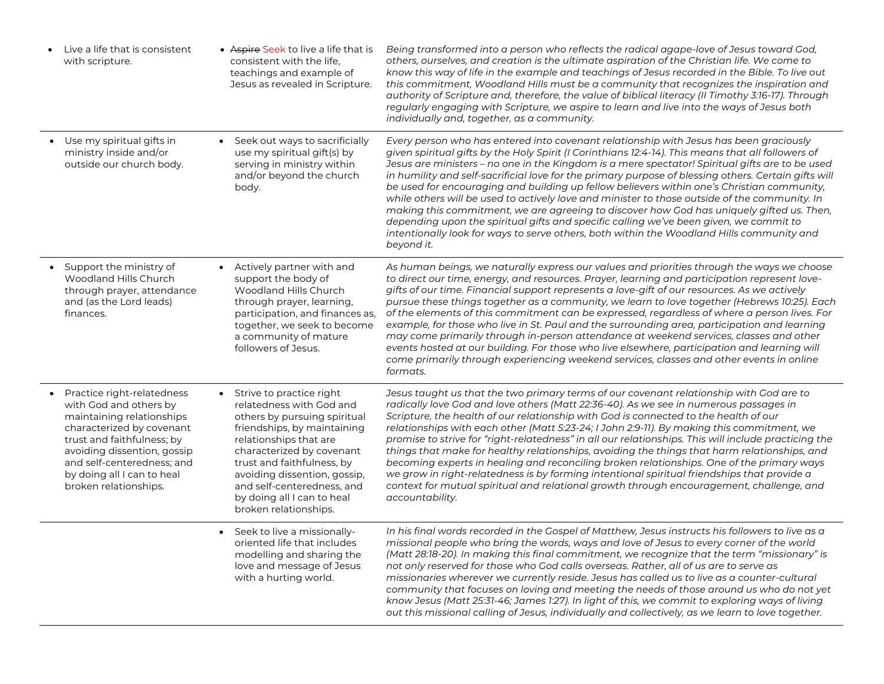| | | |
|---|---|---|
| • Live a life that is consistent with scripture. | • ~~Aspire~~ Seek to live a life that is consistent with the life, teachings and example of Jesus as revealed in Scripture. | *Being transformed into a person who reflects the radical agape-love of Jesus toward God, others, ourselves, and creation is the ultimate aspiration of the Christian life. We come to know this way of life in the example and teachings of Jesus recorded in the Bible. To live out this commitment, Woodland Hills must be a community that recognizes the inspiration and authority of Scripture and, therefore, the value of biblical literacy (II Timothy 3:16-17). Through regularly engaging with Scripture, we aspire to learn and live into the ways of Jesus both individually and, together, as a community.* |
| • Use my spiritual gifts in ministry inside and/or outside our church body. | • Seek out ways to sacrificially use my spiritual gift(s) by serving in ministry within and/or beyond the church body. | *Every person who has entered into covenant relationship with Jesus has been graciously given spiritual gifts by the Holy Spirit (I Corinthians 12:4-14). This means that all followers of Jesus are ministers – no one in the Kingdom is a mere spectator! Spiritual gifts are to be used in humility and self-sacrificial love for the primary purpose of blessing others. Certain gifts will be used for encouraging and building up fellow believers within one's Christian community, while others will be used to actively love and minister to those outside of the community. In making this commitment, we are agreeing to discover how God has uniquely gifted us. Then, depending upon the spiritual gifts and specific calling we've been given, we commit to intentionally look for ways to serve others, both within the Woodland Hills community and beyond it.* |
| • Support the ministry of Woodland Hills Church through prayer, attendance and (as the Lord leads) finances. | • Actively partner with and support the body of Woodland Hills Church through prayer, learning, participation, and finances as, together, we seek to become a community of mature followers of Jesus. | *As human beings, we naturally express our values and priorities through the ways we choose to direct our time, energy, and resources. Prayer, learning and participation represent love-gifts of our time. Financial support represents a love-gift of our resources. As we actively pursue these things together as a community, we learn to love together (Hebrews 10:25). Each of the elements of this commitment can be expressed, regardless of where a person lives. For example, for those who live in St. Paul and the surrounding area, participation and learning may come primarily through in-person attendance at weekend services, classes and other events hosted at our building. For those who live elsewhere, participation and learning will come primarily through experiencing weekend services, classes and other events in online formats.* |
| • Practice right-relatedness with God and others by maintaining relationships characterized by covenant trust and faithfulness; by avoiding dissention, gossip and self-centeredness; and by doing all I can to heal broken relationships. | • Strive to practice right relatedness with God and others by pursuing spiritual friendships, by maintaining relationships that are characterized by covenant trust and faithfulness, by avoiding dissention, gossip, and self-centeredness, and by doing all I can to heal broken relationships. | *Jesus taught us that the two primary terms of our covenant relationship with God are to radically love God and love others (Matt 22:36-40). As we see in numerous passages in Scripture, the health of our relationship with God is connected to the health of our relationships with each other (Matt 5:23-24; I John 2:9-11). By making this commitment, we promise to strive for "right-relatedness" in all our relationships. This will include practicing the things that make for healthy relationships, avoiding the things that harm relationships, and becoming experts in healing and reconciling broken relationships. One of the primary ways we grow in right-relatedness is by forming intentional spiritual friendships that provide a context for mutual spiritual and relational growth through encouragement, challenge, and accountability.* |
| | • Seek to live a missionally-oriented life that includes modelling and sharing the love and message of Jesus with a hurting world. | *In his final words recorded in the Gospel of Matthew, Jesus instructs his followers to live as a missional people who bring the words, ways and love of Jesus to every corner of the world (Matt 28:18-20). In making this final commitment, we recognize that the term "missionary" is not only reserved for those who God calls overseas. Rather, all of us are to serve as missionaries wherever we currently reside. Jesus has called us to live as a counter-cultural community that focuses on loving and meeting the needs of those around us who do not yet know Jesus (Matt 25:31-46; James 1:27). In light of this, we commit to exploring ways of living out this missional calling of Jesus, individually and collectively, as we learn to love together.* |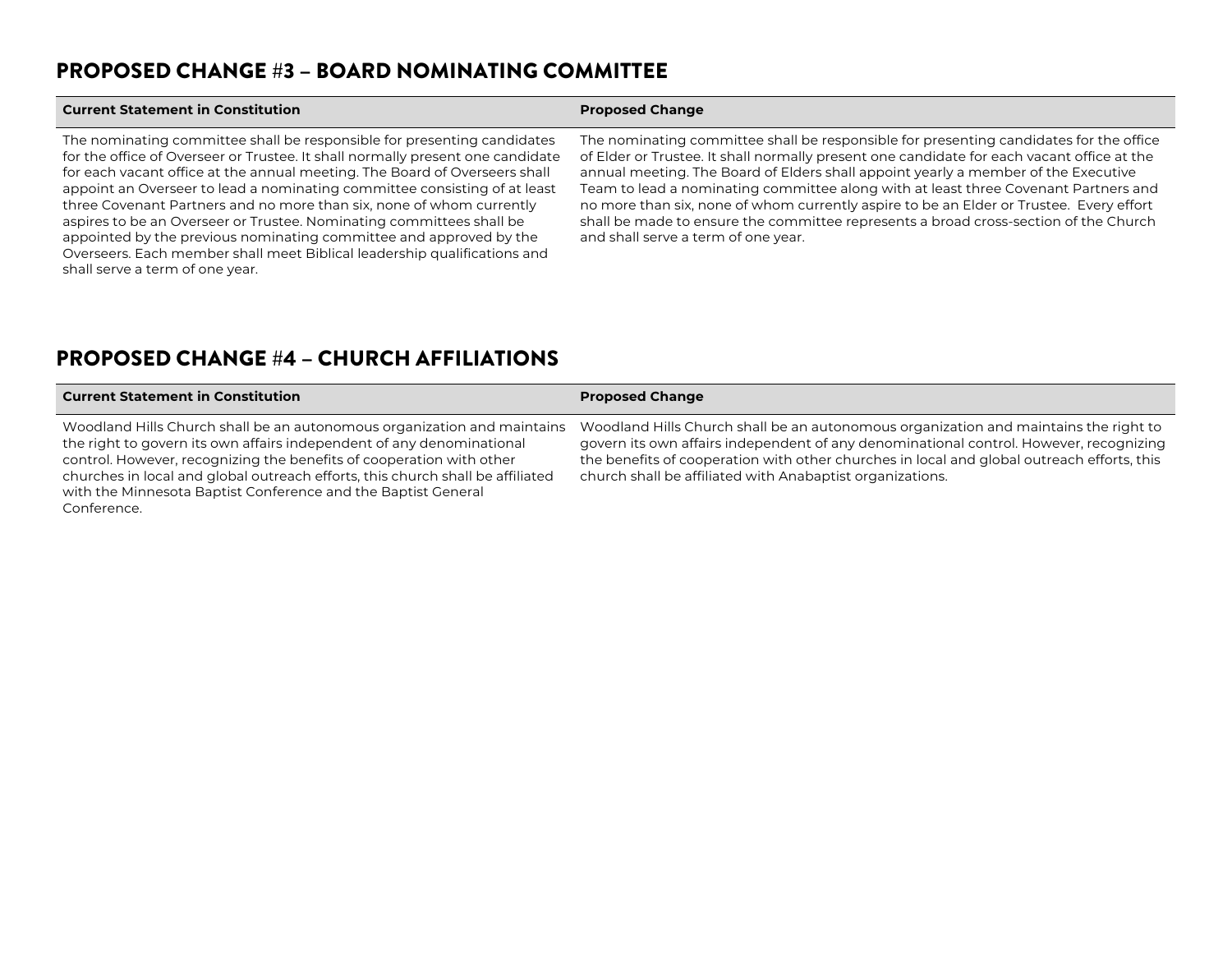## PROPOSED CHANGE #3 – BOARD NOMINATING COMMITTEE

| Current Statement in Constitution | Proposed Change |
| --- | --- |
| The nominating committee shall be responsible for presenting candidates for the office of Overseer or Trustee. It shall normally present one candidate for each vacant office at the annual meeting. The Board of Overseers shall appoint an Overseer to lead a nominating committee consisting of at least three Covenant Partners and no more than six, none of whom currently aspires to be an Overseer or Trustee. Nominating committees shall be appointed by the previous nominating committee and approved by the Overseers. Each member shall meet Biblical leadership qualifications and shall serve a term of one year. | The nominating committee shall be responsible for presenting candidates for the office of Elder or Trustee. It shall normally present one candidate for each vacant office at the annual meeting. The Board of Elders shall appoint yearly a member of the Executive Team to lead a nominating committee along with at least three Covenant Partners and no more than six, none of whom currently aspire to be an Elder or Trustee. Every effort shall be made to ensure the committee represents a broad cross-section of the Church and shall serve a term of one year. |

## PROPOSED CHANGE #4 – CHURCH AFFILIATIONS

| Current Statement in Constitution | Proposed Change |
| --- | --- |
| Woodland Hills Church shall be an autonomous organization and maintains the right to govern its own affairs independent of any denominational control. However, recognizing the benefits of cooperation with other churches in local and global outreach efforts, this church shall be affiliated with the Minnesota Baptist Conference and the Baptist General Conference. | Woodland Hills Church shall be an autonomous organization and maintains the right to govern its own affairs independent of any denominational control. However, recognizing the benefits of cooperation with other churches in local and global outreach efforts, this church shall be affiliated with Anabaptist organizations. |